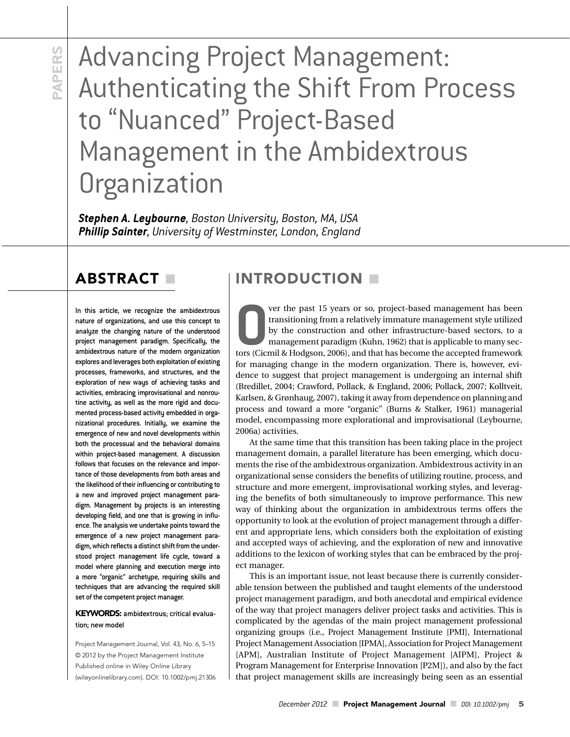# Advancing Project Management: Authenticating the Shift From Process to "Nuanced" Project-Based Management in the Ambidextrous Organization

***Stephen A. Leybourne**, Boston University, Boston, MA, USA*
***Phillip Sainter**, University of Westminster, London, England*

## ABSTRACT

In this article, we recognize the ambidextrous nature of organizations, and use this concept to analyze the changing nature of the understood project management paradigm. Specifically, the ambidextrous nature of the modern organization explores and leverages both exploitation of existing processes, frameworks, and structures, and the exploration of new ways of achieving tasks and activities, embracing improvisational and nonroutine activity, as well as the more rigid and documented process-based activity embedded in organizational procedures. Initially, we examine the emergence of new and novel developments within both the processual and the behavioral domains within project-based management. A discussion follows that focuses on the relevance and importance of those developments from both areas and the likelihood of their influencing or contributing to a new and improved project management paradigm. Management by projects is an interesting developing field, and one that is growing in influence. The analysis we undertake points toward the emergence of a new project management paradigm, which reflects a distinct shift from the understood project management life cycle, toward a model where planning and execution merge into a more "organic" archetype, requiring skills and techniques that are advancing the required skill set of the competent project manager.

**KEYWORDS:** ambidextrous; critical evaluation; new model

Project Management Journal, Vol. 43, No. 6, 5–15
© 2012 by the Project Management Institute
Published online in Wiley Online Library (wileyonlinelibrary.com). DOI: 10.1002/pmj.21306

## INTRODUCTION

Over the past 15 years or so, project-based management has been transitioning from a relatively immature management style utilized by the construction and other infrastructure-based sectors, to a management paradigm (Kuhn, 1962) that is applicable to many sectors (Cicmil & Hodgson, 2006), and that has become the accepted framework for managing change in the modern organization. There is, however, evidence to suggest that project management is undergoing an internal shift (Bredillet, 2004; Crawford, Pollack, & England, 2006; Pollack, 2007; Kolltveit, Karlsen, & Grønhaug, 2007), taking it away from dependence on planning and process and toward a more "organic" (Burns & Stalker, 1961) managerial model, encompassing more explorational and improvisational (Leybourne, 2006a) activities.

At the same time that this transition has been taking place in the project management domain, a parallel literature has been emerging, which documents the rise of the ambidextrous organization. Ambidextrous activity in an organizational sense considers the benefits of utilizing routine, process, and structure and more emergent, improvisational working styles, and leveraging the benefits of both simultaneously to improve performance. This new way of thinking about the organization in ambidextrous terms offers the opportunity to look at the evolution of project management through a different and appropriate lens, which considers both the exploitation of existing and accepted ways of achieving, and the exploration of new and innovative additions to the lexicon of working styles that can be embraced by the project manager.

This is an important issue, not least because there is currently considerable tension between the published and taught elements of the understood project management paradigm, and both anecdotal and empirical evidence of the way that project managers deliver project tasks and activities. This is complicated by the agendas of the main project management professional organizing groups (i.e., Project Management Institute [PMI], International Project Management Association [IPMA], Association for Project Management [APM], Australian Institute of Project Management [AIPM], Project & Program Management for Enterprise Innovation [P2M]), and also by the fact that project management skills are increasingly being seen as an essential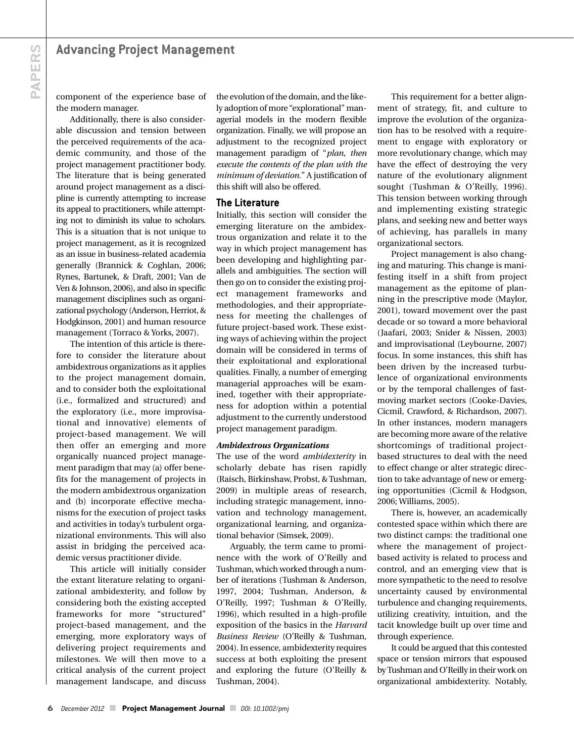component of the experience base of the modern manager.

Additionally, there is also considerable discussion and tension between the perceived requirements of the academic community, and those of the project management practitioner body. The literature that is being generated around project management as a discipline is currently attempting to increase its appeal to practitioners, while attempting not to diminish its value to scholars. This is a situation that is not unique to project management, as it is recognized as an issue in business-related academia generally (Brannick & Coghlan, 2006; Rynes, Bartunek, & Draft, 2001; Van de Ven & Johnson, 2006), and also in specific management disciplines such as organizational psychology (Anderson, Herriot, & Hodgkinson, 2001) and human resource management (Torraco & Yorks, 2007).

The intention of this article is therefore to consider the literature about ambidextrous organizations as it applies to the project management domain, and to consider both the exploitational (i.e., formalized and structured) and the exploratory (i.e., more improvisational and innovative) elements of project-based management. We will then offer an emerging and more organically nuanced project management paradigm that may (a) offer benefits for the management of projects in the modern ambidextrous organization and (b) incorporate effective mechanisms for the execution of project tasks and activities in today's turbulent organizational environments. This will also assist in bridging the perceived academic versus practitioner divide.

This article will initially consider the extant literature relating to organizational ambidexterity, and follow by considering both the existing accepted frameworks for more "structured" project-based management, and the emerging, more exploratory ways of delivering project requirements and milestones. We will then move to a critical analysis of the current project management landscape, and discuss the evolution of the domain, and the likely adoption of more "explorational" managerial models in the modern flexible organization. Finally, we will propose an adjustment to the recognized project management paradigm of "*plan, then execute the contents of the plan with the minimum of deviation.*" A justification of this shift will also be offered.

## The Literature

Initially, this section will consider the emerging literature on the ambidextrous organization and relate it to the way in which project management has been developing and highlighting parallels and ambiguities. The section will then go on to consider the existing project management frameworks and methodologies, and their appropriateness for meeting the challenges of future project-based work. These existing ways of achieving within the project domain will be considered in terms of their exploitational and explorational qualities. Finally, a number of emerging managerial approaches will be examined, together with their appropriateness for adoption within a potential adjustment to the currently understood project management paradigm.

### *Ambidextrous Organizations*

The use of the word *ambidexterity* in scholarly debate has risen rapidly (Raisch, Birkinshaw, Probst, & Tushman, 2009) in multiple areas of research, including strategic management, innovation and technology management, organizational learning, and organizational behavior (Simsek, 2009).

Arguably, the term came to prominence with the work of O'Reilly and Tushman, which worked through a number of iterations (Tushman & Anderson, 1997, 2004; Tushman, Anderson, & O'Reilly, 1997; Tushman & O'Reilly, 1996), which resulted in a high-profile exposition of the basics in the *Harvard Business Review* (O'Reilly & Tushman, 2004). In essence, ambidexterity requires success at both exploiting the present and exploring the future (O'Reilly & Tushman, 2004).

This requirement for a better alignment of strategy, fit, and culture to improve the evolution of the organization has to be resolved with a requirement to engage with exploratory or more revolutionary change, which may have the effect of destroying the very nature of the evolutionary alignment sought (Tushman & O'Reilly, 1996). This tension between working through and implementing existing strategic plans, and seeking new and better ways of achieving, has parallels in many organizational sectors.

Project management is also changing and maturing. This change is manifesting itself in a shift from project management as the epitome of planning in the prescriptive mode (Maylor, 2001), toward movement over the past decade or so toward a more behavioral (Jaafari, 2003; Snider & Nissen, 2003) and improvisational (Leybourne, 2007) focus. In some instances, this shift has been driven by the increased turbulence of organizational environments or by the temporal challenges of fast-moving market sectors (Cooke-Davies, Cicmil, Crawford, & Richardson, 2007). In other instances, modern managers are becoming more aware of the relative shortcomings of traditional project-based structures to deal with the need to effect change or alter strategic direction to take advantage of new or emerging opportunities (Cicmil & Hodgson, 2006; Williams, 2005).

There is, however, an academically contested space within which there are two distinct camps: the traditional one where the management of project-based activity is related to process and control, and an emerging view that is more sympathetic to the need to resolve uncertainty caused by environmental turbulence and changing requirements, utilizing creativity, intuition, and the tacit knowledge built up over time and through experience.

It could be argued that this contested space or tension mirrors that espoused by Tushman and O'Reilly in their work on organizational ambidexterity. Notably,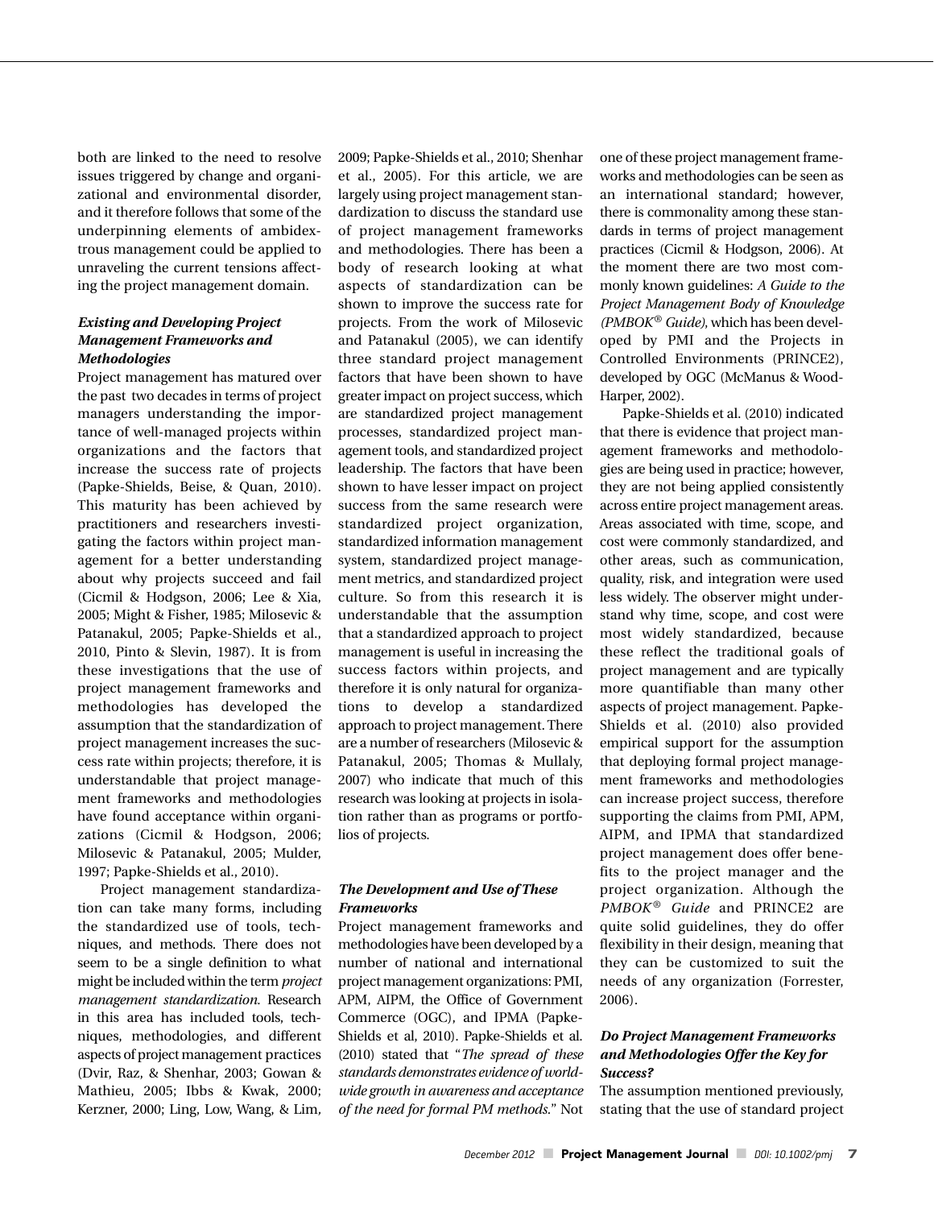both are linked to the need to resolve issues triggered by change and organizational and environmental disorder, and it therefore follows that some of the underpinning elements of ambidextrous management could be applied to unraveling the current tensions affecting the project management domain.

### *Existing and Developing Project Management Frameworks and Methodologies*

Project management has matured over the past two decades in terms of project managers understanding the importance of well-managed projects within organizations and the factors that increase the success rate of projects (Papke-Shields, Beise, & Quan, 2010). This maturity has been achieved by practitioners and researchers investigating the factors within project management for a better understanding about why projects succeed and fail (Cicmil & Hodgson, 2006; Lee & Xia, 2005; Might & Fisher, 1985; Milosevic & Patanakul, 2005; Papke-Shields et al., 2010, Pinto & Slevin, 1987). It is from these investigations that the use of project management frameworks and methodologies has developed the assumption that the standardization of project management increases the success rate within projects; therefore, it is understandable that project management frameworks and methodologies have found acceptance within organizations (Cicmil & Hodgson, 2006; Milosevic & Patanakul, 2005; Mulder, 1997; Papke-Shields et al., 2010).

Project management standardization can take many forms, including the standardized use of tools, techniques, and methods. There does not seem to be a single definition to what might be included within the term *project management standardization.* Research in this area has included tools, techniques, methodologies, and different aspects of project management practices (Dvir, Raz, & Shenhar, 2003; Gowan & Mathieu, 2005; Ibbs & Kwak, 2000; Kerzner, 2000; Ling, Low, Wang, & Lim, 2009; Papke-Shields et al., 2010; Shenhar et al., 2005). For this article, we are largely using project management standardization to discuss the standard use of project management frameworks and methodologies. There has been a body of research looking at what aspects of standardization can be shown to improve the success rate for projects. From the work of Milosevic and Patanakul (2005), we can identify three standard project management factors that have been shown to have greater impact on project success, which are standardized project management processes, standardized project management tools, and standardized project leadership. The factors that have been shown to have lesser impact on project success from the same research were standardized project organization, standardized information management system, standardized project management metrics, and standardized project culture. So from this research it is understandable that the assumption that a standardized approach to project management is useful in increasing the success factors within projects, and therefore it is only natural for organizations to develop a standardized approach to project management. There are a number of researchers (Milosevic & Patanakul, 2005; Thomas & Mullaly, 2007) who indicate that much of this research was looking at projects in isolation rather than as programs or portfolios of projects.

### *The Development and Use of These Frameworks*

Project management frameworks and methodologies have been developed by a number of national and international project management organizations: PMI, APM, AIPM, the Office of Government Commerce (OGC), and IPMA (Papke-Shields et al, 2010). Papke-Shields et al. (2010) stated that "*The spread of these standards demonstrates evidence of worldwide growth in awareness and acceptance of the need for formal PM methods.*" Not one of these project management frameworks and methodologies can be seen as an international standard; however, there is commonality among these standards in terms of project management practices (Cicmil & Hodgson, 2006). At the moment there are two most commonly known guidelines: *A Guide to the Project Management Body of Knowledge (PMBOK® Guide),* which has been developed by PMI and the Projects in Controlled Environments (PRINCE2), developed by OGC (McManus & Wood-Harper, 2002).

Papke-Shields et al. (2010) indicated that there is evidence that project management frameworks and methodologies are being used in practice; however, they are not being applied consistently across entire project management areas. Areas associated with time, scope, and cost were commonly standardized, and other areas, such as communication, quality, risk, and integration were used less widely. The observer might understand why time, scope, and cost were most widely standardized, because these reflect the traditional goals of project management and are typically more quantifiable than many other aspects of project management. Papke-Shields et al. (2010) also provided empirical support for the assumption that deploying formal project management frameworks and methodologies can increase project success, therefore supporting the claims from PMI, APM, AIPM, and IPMA that standardized project management does offer benefits to the project manager and the project organization. Although the *PMBOK® Guide* and PRINCE2 are quite solid guidelines, they do offer flexibility in their design, meaning that they can be customized to suit the needs of any organization (Forrester, 2006).

### *Do Project Management Frameworks and Methodologies Offer the Key for Success?*

The assumption mentioned previously, stating that the use of standard project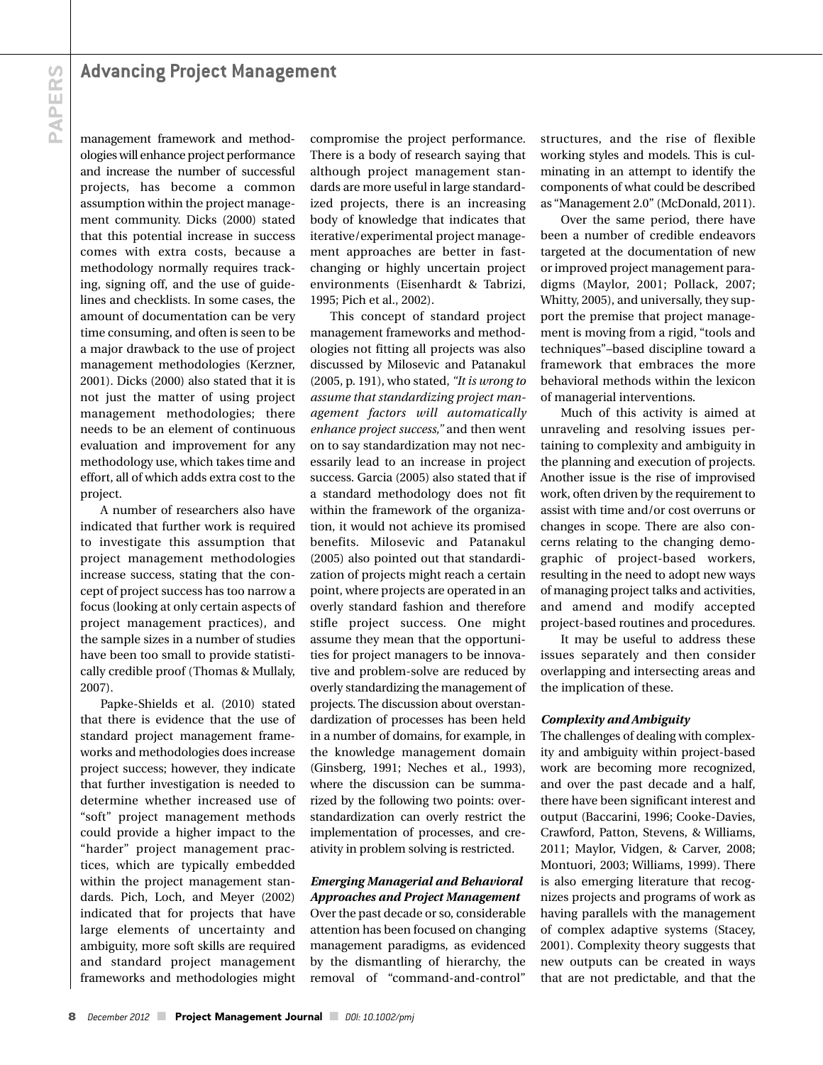management framework and methodologies will enhance project performance and increase the number of successful projects, has become a common assumption within the project management community. Dicks (2000) stated that this potential increase in success comes with extra costs, because a methodology normally requires tracking, signing off, and the use of guidelines and checklists. In some cases, the amount of documentation can be very time consuming, and often is seen to be a major drawback to the use of project management methodologies (Kerzner, 2001). Dicks (2000) also stated that it is not just the matter of using project management methodologies; there needs to be an element of continuous evaluation and improvement for any methodology use, which takes time and effort, all of which adds extra cost to the project.

A number of researchers also have indicated that further work is required to investigate this assumption that project management methodologies increase success, stating that the concept of project success has too narrow a focus (looking at only certain aspects of project management practices), and the sample sizes in a number of studies have been too small to provide statistically credible proof (Thomas & Mullaly, 2007).

Papke-Shields et al. (2010) stated that there is evidence that the use of standard project management frameworks and methodologies does increase project success; however, they indicate that further investigation is needed to determine whether increased use of "soft" project management methods could provide a higher impact to the "harder" project management practices, which are typically embedded within the project management standards. Pich, Loch, and Meyer (2002) indicated that for projects that have large elements of uncertainty and ambiguity, more soft skills are required and standard project management frameworks and methodologies might compromise the project performance. There is a body of research saying that although project management standards are more useful in large standardized projects, there is an increasing body of knowledge that indicates that iterative/experimental project management approaches are better in fast-changing or highly uncertain project environments (Eisenhardt & Tabrizi, 1995; Pich et al., 2002).

This concept of standard project management frameworks and methodologies not fitting all projects was also discussed by Milosevic and Patanakul (2005, p. 191), who stated, *"It is wrong to assume that standardizing project management factors will automatically enhance project success,"* and then went on to say standardization may not necessarily lead to an increase in project success. Garcia (2005) also stated that if a standard methodology does not fit within the framework of the organization, it would not achieve its promised benefits. Milosevic and Patanakul (2005) also pointed out that standardization of projects might reach a certain point, where projects are operated in an overly standard fashion and therefore stifle project success. One might assume they mean that the opportunities for project managers to be innovative and problem-solve are reduced by overly standardizing the management of projects. The discussion about overstandardization of processes has been held in a number of domains, for example, in the knowledge management domain (Ginsberg, 1991; Neches et al., 1993), where the discussion can be summarized by the following two points: overstandardization can overly restrict the implementation of processes, and creativity in problem solving is restricted.

### *Emerging Managerial and Behavioral Approaches and Project Management*

Over the past decade or so, considerable attention has been focused on changing management paradigms, as evidenced by the dismantling of hierarchy, the removal of "command-and-control" structures, and the rise of flexible working styles and models. This is culminating in an attempt to identify the components of what could be described as "Management 2.0" (McDonald, 2011).

Over the same period, there have been a number of credible endeavors targeted at the documentation of new or improved project management paradigms (Maylor, 2001; Pollack, 2007; Whitty, 2005), and universally, they support the premise that project management is moving from a rigid, "tools and techniques"–based discipline toward a framework that embraces the more behavioral methods within the lexicon of managerial interventions.

Much of this activity is aimed at unraveling and resolving issues pertaining to complexity and ambiguity in the planning and execution of projects. Another issue is the rise of improvised work, often driven by the requirement to assist with time and/or cost overruns or changes in scope. There are also concerns relating to the changing demographic of project-based workers, resulting in the need to adopt new ways of managing project talks and activities, and amend and modify accepted project-based routines and procedures.

It may be useful to address these issues separately and then consider overlapping and intersecting areas and the implication of these.

### *Complexity and Ambiguity*

The challenges of dealing with complexity and ambiguity within project-based work are becoming more recognized, and over the past decade and a half, there have been significant interest and output (Baccarini, 1996; Cooke-Davies, Crawford, Patton, Stevens, & Williams, 2011; Maylor, Vidgen, & Carver, 2008; Montuori, 2003; Williams, 1999). There is also emerging literature that recognizes projects and programs of work as having parallels with the management of complex adaptive systems (Stacey, 2001). Complexity theory suggests that new outputs can be created in ways that are not predictable, and that the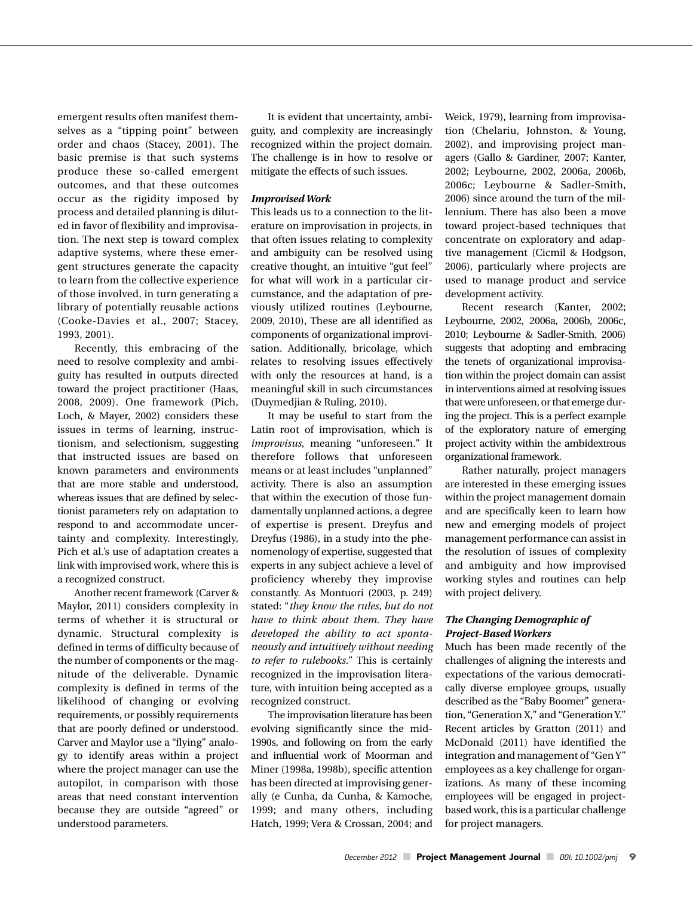emergent results often manifest themselves as a "tipping point" between order and chaos (Stacey, 2001). The basic premise is that such systems produce these so-called emergent outcomes, and that these outcomes occur as the rigidity imposed by process and detailed planning is diluted in favor of flexibility and improvisation. The next step is toward complex adaptive systems, where these emergent structures generate the capacity to learn from the collective experience of those involved, in turn generating a library of potentially reusable actions (Cooke-Davies et al., 2007; Stacey, 1993, 2001).

Recently, this embracing of the need to resolve complexity and ambiguity has resulted in outputs directed toward the project practitioner (Haas, 2008, 2009). One framework (Pich, Loch, & Mayer, 2002) considers these issues in terms of learning, instructionism, and selectionism, suggesting that instructed issues are based on known parameters and environments that are more stable and understood, whereas issues that are defined by selectionist parameters rely on adaptation to respond to and accommodate uncertainty and complexity. Interestingly, Pich et al.'s use of adaptation creates a link with improvised work, where this is a recognized construct.

Another recent framework (Carver & Maylor, 2011) considers complexity in terms of whether it is structural or dynamic. Structural complexity is defined in terms of difficulty because of the number of components or the magnitude of the deliverable. Dynamic complexity is defined in terms of the likelihood of changing or evolving requirements, or possibly requirements that are poorly defined or understood. Carver and Maylor use a "flying" analogy to identify areas within a project where the project manager can use the autopilot, in comparison with those areas that need constant intervention because they are outside "agreed" or understood parameters.

It is evident that uncertainty, ambiguity, and complexity are increasingly recognized within the project domain. The challenge is in how to resolve or mitigate the effects of such issues.

### *Improvised Work*

This leads us to a connection to the literature on improvisation in projects, in that often issues relating to complexity and ambiguity can be resolved using creative thought, an intuitive "gut feel" for what will work in a particular circumstance, and the adaptation of previously utilized routines (Leybourne, 2009, 2010), These are all identified as components of organizational improvisation. Additionally, bricolage, which relates to resolving issues effectively with only the resources at hand, is a meaningful skill in such circumstances (Duymedjian & Ruling, 2010).

It may be useful to start from the Latin root of improvisation, which is *improvisus*, meaning "unforeseen." It therefore follows that unforeseen means or at least includes "unplanned" activity. There is also an assumption that within the execution of those fundamentally unplanned actions, a degree of expertise is present. Dreyfus and Dreyfus (1986), in a study into the phenomenology of expertise, suggested that experts in any subject achieve a level of proficiency whereby they improvise constantly. As Montuori (2003, p. 249) stated: "*they know the rules, but do not have to think about them. They have developed the ability to act spontaneously and intuitively without needing to refer to rulebooks.*" This is certainly recognized in the improvisation literature, with intuition being accepted as a recognized construct.

The improvisation literature has been evolving significantly since the mid-1990s, and following on from the early and influential work of Moorman and Miner (1998a, 1998b), specific attention has been directed at improvising generally (e Cunha, da Cunha, & Kamoche, 1999; and many others, including Hatch, 1999; Vera & Crossan, 2004; and Weick, 1979), learning from improvisation (Chelariu, Johnston, & Young, 2002), and improvising project managers (Gallo & Gardiner, 2007; Kanter, 2002; Leybourne, 2002, 2006a, 2006b, 2006c; Leybourne & Sadler-Smith, 2006) since around the turn of the millennium. There has also been a move toward project-based techniques that concentrate on exploratory and adaptive management (Cicmil & Hodgson, 2006), particularly where projects are used to manage product and service development activity.

Recent research (Kanter, 2002; Leybourne, 2002, 2006a, 2006b, 2006c, 2010; Leybourne & Sadler-Smith, 2006) suggests that adopting and embracing the tenets of organizational improvisation within the project domain can assist in interventions aimed at resolving issues that were unforeseen, or that emerge during the project. This is a perfect example of the exploratory nature of emerging project activity within the ambidextrous organizational framework.

Rather naturally, project managers are interested in these emerging issues within the project management domain and are specifically keen to learn how new and emerging models of project management performance can assist in the resolution of issues of complexity and ambiguity and how improvised working styles and routines can help with project delivery.

### *The Changing Demographic of Project-Based Workers*

Much has been made recently of the challenges of aligning the interests and expectations of the various democratically diverse employee groups, usually described as the "Baby Boomer" generation, "Generation X," and "Generation Y." Recent articles by Gratton (2011) and McDonald (2011) have identified the integration and management of "Gen Y" employees as a key challenge for organizations. As many of these incoming employees will be engaged in project-based work, this is a particular challenge for project managers.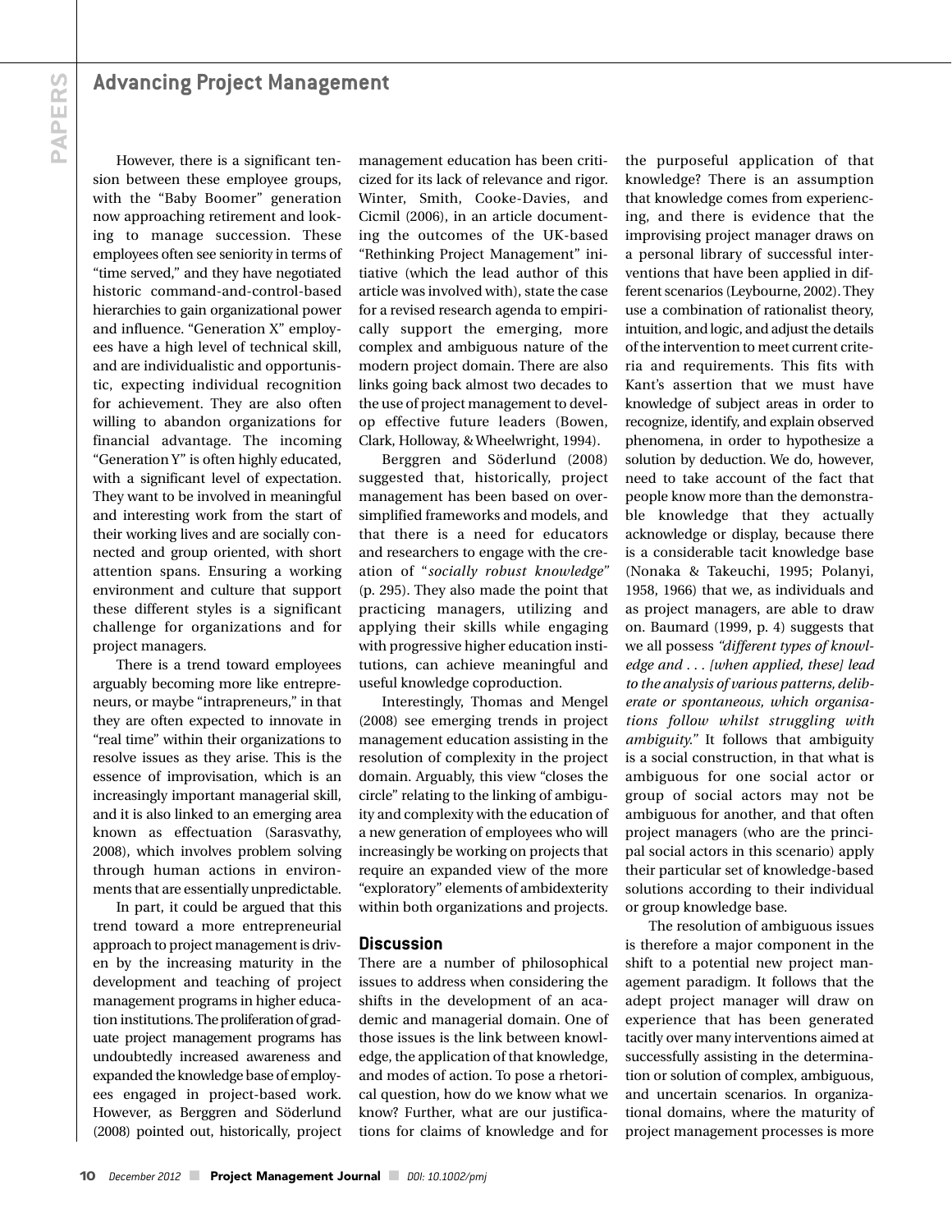However, there is a significant tension between these employee groups, with the "Baby Boomer" generation now approaching retirement and looking to manage succession. These employees often see seniority in terms of "time served," and they have negotiated historic command-and-control-based hierarchies to gain organizational power and influence. "Generation X" employees have a high level of technical skill, and are individualistic and opportunistic, expecting individual recognition for achievement. They are also often willing to abandon organizations for financial advantage. The incoming "Generation Y" is often highly educated, with a significant level of expectation. They want to be involved in meaningful and interesting work from the start of their working lives and are socially connected and group oriented, with short attention spans. Ensuring a working environment and culture that support these different styles is a significant challenge for organizations and for project managers.

There is a trend toward employees arguably becoming more like entrepreneurs, or maybe "intrapreneurs," in that they are often expected to innovate in "real time" within their organizations to resolve issues as they arise. This is the essence of improvisation, which is an increasingly important managerial skill, and it is also linked to an emerging area known as effectuation (Sarasvathy, 2008), which involves problem solving through human actions in environments that are essentially unpredictable.

In part, it could be argued that this trend toward a more entrepreneurial approach to project management is driven by the increasing maturity in the development and teaching of project management programs in higher education institutions. The proliferation of graduate project management programs has undoubtedly increased awareness and expanded the knowledge base of employees engaged in project-based work. However, as Berggren and Söderlund (2008) pointed out, historically, project management education has been criticized for its lack of relevance and rigor. Winter, Smith, Cooke-Davies, and Cicmil (2006), in an article documenting the outcomes of the UK-based "Rethinking Project Management" initiative (which the lead author of this article was involved with), state the case for a revised research agenda to empirically support the emerging, more complex and ambiguous nature of the modern project domain. There are also links going back almost two decades to the use of project management to develop effective future leaders (Bowen, Clark, Holloway, & Wheelwright, 1994).

Berggren and Söderlund (2008) suggested that, historically, project management has been based on oversimplified frameworks and models, and that there is a need for educators and researchers to engage with the creation of "*socially robust knowledge*" (p. 295). They also made the point that practicing managers, utilizing and applying their skills while engaging with progressive higher education institutions, can achieve meaningful and useful knowledge coproduction.

Interestingly, Thomas and Mengel (2008) see emerging trends in project management education assisting in the resolution of complexity in the project domain. Arguably, this view "closes the circle" relating to the linking of ambiguity and complexity with the education of a new generation of employees who will increasingly be working on projects that require an expanded view of the more "exploratory" elements of ambidexterity within both organizations and projects.

## Discussion

There are a number of philosophical issues to address when considering the shifts in the development of an academic and managerial domain. One of those issues is the link between knowledge, the application of that knowledge, and modes of action. To pose a rhetorical question, how do we know what we know? Further, what are our justifications for claims of knowledge and for the purposeful application of that knowledge? There is an assumption that knowledge comes from experiencing, and there is evidence that the improvising project manager draws on a personal library of successful interventions that have been applied in different scenarios (Leybourne, 2002). They use a combination of rationalist theory, intuition, and logic, and adjust the details of the intervention to meet current criteria and requirements. This fits with Kant's assertion that we must have knowledge of subject areas in order to recognize, identify, and explain observed phenomena, in order to hypothesize a solution by deduction. We do, however, need to take account of the fact that people know more than the demonstrable knowledge that they actually acknowledge or display, because there is a considerable tacit knowledge base (Nonaka & Takeuchi, 1995; Polanyi, 1958, 1966) that we, as individuals and as project managers, are able to draw on. Baumard (1999, p. 4) suggests that we all possess *"different types of knowledge and . . . [when applied, these] lead to the analysis of various patterns, deliberate or spontaneous, which organisations follow whilst struggling with ambiguity."* It follows that ambiguity is a social construction, in that what is ambiguous for one social actor or group of social actors may not be ambiguous for another, and that often project managers (who are the principal social actors in this scenario) apply their particular set of knowledge-based solutions according to their individual or group knowledge base.

The resolution of ambiguous issues is therefore a major component in the shift to a potential new project management paradigm. It follows that the adept project manager will draw on experience that has been generated tacitly over many interventions aimed at successfully assisting in the determination or solution of complex, ambiguous, and uncertain scenarios. In organizational domains, where the maturity of project management processes is more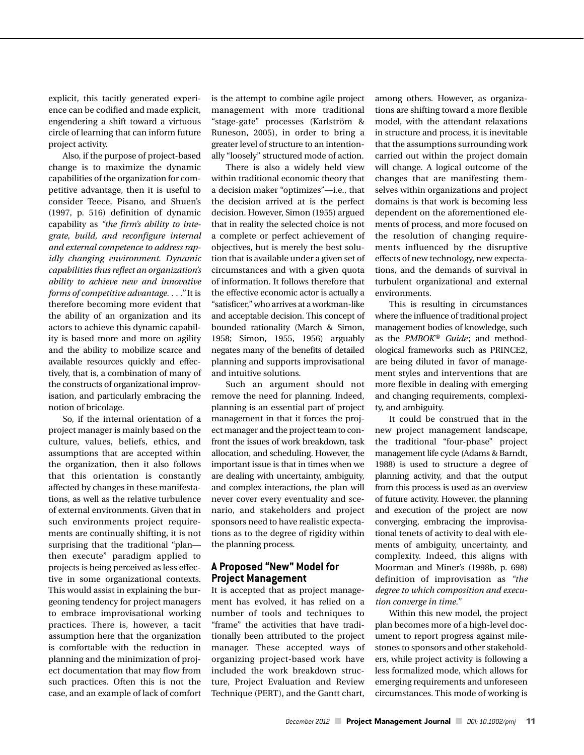explicit, this tacitly generated experience can be codified and made explicit, engendering a shift toward a virtuous circle of learning that can inform future project activity.

Also, if the purpose of project-based change is to maximize the dynamic capabilities of the organization for competitive advantage, then it is useful to consider Teece, Pisano, and Shuen's (1997, p. 516) definition of dynamic capability as *"the firm's ability to integrate, build, and reconfigure internal and external competence to address rapidly changing environment. Dynamic capabilities thus reflect an organization's ability to achieve new and innovative forms of competitive advantage. . . ."* It is therefore becoming more evident that the ability of an organization and its actors to achieve this dynamic capability is based more and more on agility and the ability to mobilize scarce and available resources quickly and effectively, that is, a combination of many of the constructs of organizational improvisation, and particularly embracing the notion of bricolage.

So, if the internal orientation of a project manager is mainly based on the culture, values, beliefs, ethics, and assumptions that are accepted within the organization, then it also follows that this orientation is constantly affected by changes in these manifestations, as well as the relative turbulence of external environments. Given that in such environments project requirements are continually shifting, it is not surprising that the traditional "plan—then execute" paradigm applied to projects is being perceived as less effective in some organizational contexts. This would assist in explaining the burgeoning tendency for project managers to embrace improvisational working practices. There is, however, a tacit assumption here that the organization is comfortable with the reduction in planning and the minimization of project documentation that may flow from such practices. Often this is not the case, and an example of lack of comfort is the attempt to combine agile project management with more traditional "stage-gate" processes (Karlström & Runeson, 2005), in order to bring a greater level of structure to an intentionally "loosely" structured mode of action.

There is also a widely held view within traditional economic theory that a decision maker "optimizes"—i.e., that the decision arrived at is the perfect decision. However, Simon (1955) argued that in reality the selected choice is not a complete or perfect achievement of objectives, but is merely the best solution that is available under a given set of circumstances and with a given quota of information. It follows therefore that the effective economic actor is actually a "satisficer," who arrives at a workman-like and acceptable decision. This concept of bounded rationality (March & Simon, 1958; Simon, 1955, 1956) arguably negates many of the benefits of detailed planning and supports improvisational and intuitive solutions.

Such an argument should not remove the need for planning. Indeed, planning is an essential part of project management in that it forces the project manager and the project team to confront the issues of work breakdown, task allocation, and scheduling. However, the important issue is that in times when we are dealing with uncertainty, ambiguity, and complex interactions, the plan will never cover every eventuality and scenario, and stakeholders and project sponsors need to have realistic expectations as to the degree of rigidity within the planning process.

## A Proposed "New" Model for Project Management

It is accepted that as project management has evolved, it has relied on a number of tools and techniques to "frame" the activities that have traditionally been attributed to the project manager. These accepted ways of organizing project-based work have included the work breakdown structure, Project Evaluation and Review Technique (PERT), and the Gantt chart, among others. However, as organizations are shifting toward a more flexible model, with the attendant relaxations in structure and process, it is inevitable that the assumptions surrounding work carried out within the project domain will change. A logical outcome of the changes that are manifesting themselves within organizations and project domains is that work is becoming less dependent on the aforementioned elements of process, and more focused on the resolution of changing requirements influenced by the disruptive effects of new technology, new expectations, and the demands of survival in turbulent organizational and external environments.

This is resulting in circumstances where the influence of traditional project management bodies of knowledge, such as the *PMBOK® Guide*; and methodological frameworks such as PRINCE2, are being diluted in favor of management styles and interventions that are more flexible in dealing with emerging and changing requirements, complexity, and ambiguity.

It could be construed that in the new project management landscape, the traditional "four-phase" project management life cycle (Adams & Barndt, 1988) is used to structure a degree of planning activity, and that the output from this process is used as an overview of future activity. However, the planning and execution of the project are now converging, embracing the improvisational tenets of activity to deal with elements of ambiguity, uncertainty, and complexity. Indeed, this aligns with Moorman and Miner's (1998b, p. 698) definition of improvisation as *"the degree to which composition and execution converge in time."*

Within this new model, the project plan becomes more of a high-level document to report progress against milestones to sponsors and other stakeholders, while project activity is following a less formalized mode, which allows for emerging requirements and unforeseen circumstances. This mode of working is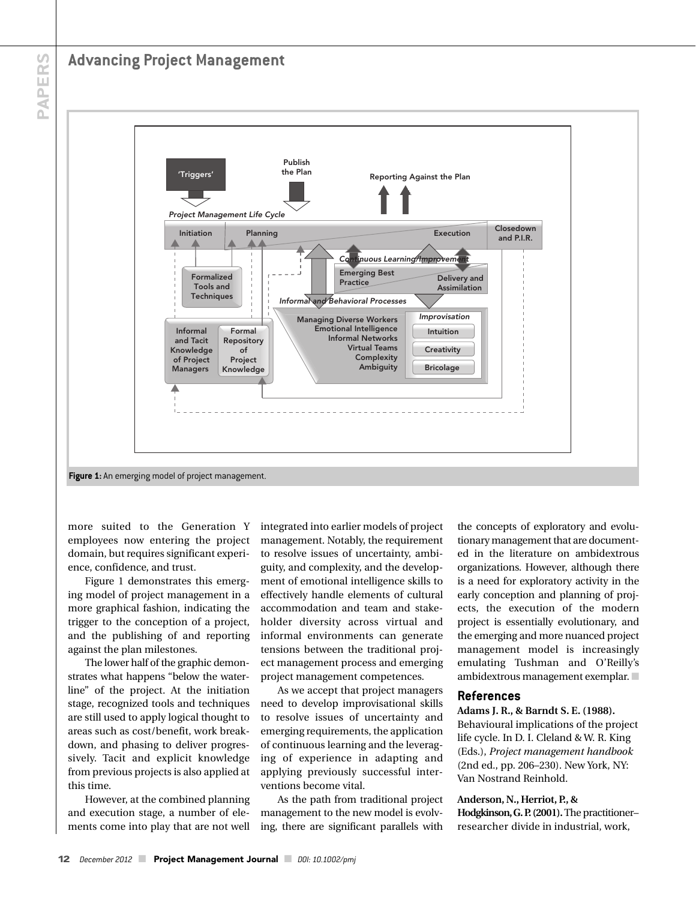Figure 1: An emerging model of project management.

more suited to the Generation Y employees now entering the project domain, but requires significant experience, confidence, and trust.

Figure 1 demonstrates this emerging model of project management in a more graphical fashion, indicating the trigger to the conception of a project, and the publishing of and reporting against the plan milestones.

The lower half of the graphic demonstrates what happens "below the waterline" of the project. At the initiation stage, recognized tools and techniques are still used to apply logical thought to areas such as cost/benefit, work breakdown, and phasing to deliver progressively. Tacit and explicit knowledge from previous projects is also applied at this time.

However, at the combined planning and execution stage, a number of elements come into play that are not well integrated into earlier models of project management. Notably, the requirement to resolve issues of uncertainty, ambiguity, and complexity, and the development of emotional intelligence skills to effectively handle elements of cultural accommodation and team and stakeholder diversity across virtual and informal environments can generate tensions between the traditional project management process and emerging project management competences.

As we accept that project managers need to develop improvisational skills to resolve issues of uncertainty and emerging requirements, the application of continuous learning and the leveraging of experience in adapting and applying previously successful interventions become vital.

As the path from traditional project management to the new model is evolving, there are significant parallels with the concepts of exploratory and evolutionary management that are documented in the literature on ambidextrous organizations. However, although there is a need for exploratory activity in the early conception and planning of projects, the execution of the modern project is essentially evolutionary, and the emerging and more nuanced project management model is increasingly emulating Tushman and O'Reilly's ambidextrous management exemplar.

## References

**Adams J. R., & Barndt S. E. (1988).** Behavioural implications of the project life cycle. In D. I. Cleland & W. R. King (Eds.), *Project management handbook* (2nd ed., pp. 206–230). New York, NY: Van Nostrand Reinhold.

**Anderson, N., Herriot, P., & Hodgkinson, G. P. (2001).** The practitioner–researcher divide in industrial, work,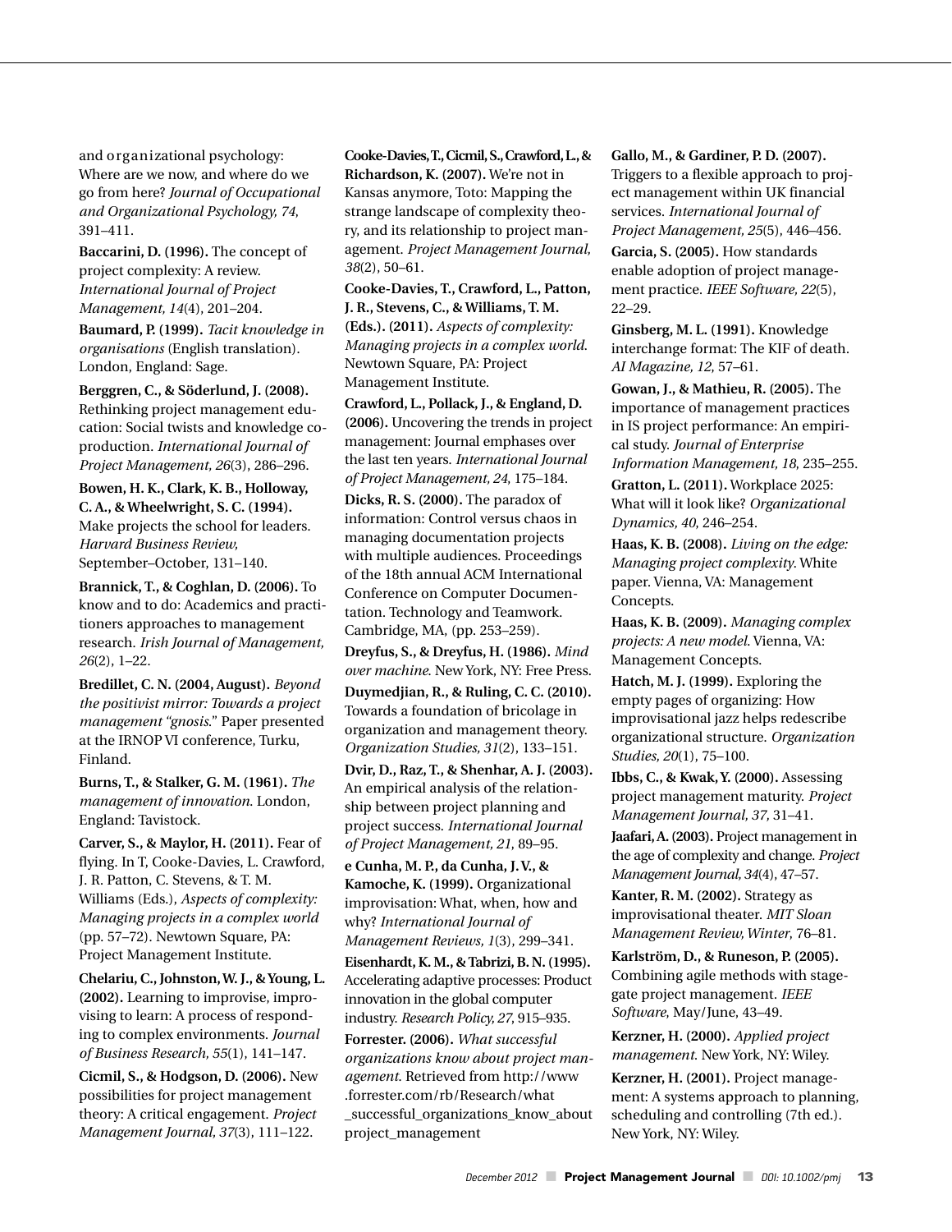and organizational psychology: Where are we now, and where do we go from here? *Journal of Occupational and Organizational Psychology, 74*, 391–411.

**Baccarini, D. (1996).** The concept of project complexity: A review. *International Journal of Project Management, 14*(4), 201–204.

**Baumard, P. (1999).** *Tacit knowledge in organisations* (English translation). London, England: Sage.

**Berggren, C., & Söderlund, J. (2008).** Rethinking project management education: Social twists and knowledge co-production. *International Journal of Project Management, 26*(3), 286–296.

**Bowen, H. K., Clark, K. B., Holloway, C. A., & Wheelwright, S. C. (1994).** Make projects the school for leaders. *Harvard Business Review,* September–October, 131–140.

**Brannick, T., & Coghlan, D. (2006).** To know and to do: Academics and practitioners approaches to management research. *Irish Journal of Management, 26*(2), 1–22.

**Bredillet, C. N. (2004, August).** *Beyond the positivist mirror: Towards a project management "gnosis."* Paper presented at the IRNOP VI conference, Turku, Finland.

**Burns, T., & Stalker, G. M. (1961).** *The management of innovation.* London, England: Tavistock.

**Carver, S., & Maylor, H. (2011).** Fear of flying. In T, Cooke-Davies, L. Crawford, J. R. Patton, C. Stevens, & T. M. Williams (Eds.), *Aspects of complexity: Managing projects in a complex world* (pp. 57–72). Newtown Square, PA: Project Management Institute.

**Chelariu, C., Johnston, W. J., & Young, L. (2002).** Learning to improvise, improvising to learn: A process of responding to complex environments. *Journal of Business Research, 55*(1), 141–147.

**Cicmil, S., & Hodgson, D. (2006).** New possibilities for project management theory: A critical engagement. *Project Management Journal, 37*(3), 111–122.

**Cooke-Davies, T., Cicmil, S., Crawford, L., & Richardson, K. (2007).** We're not in Kansas anymore, Toto: Mapping the strange landscape of complexity theory, and its relationship to project management. *Project Management Journal, 38*(2), 50–61.

**Cooke-Davies, T., Crawford, L., Patton, J. R., Stevens, C., & Williams, T. M. (Eds.). (2011).** *Aspects of complexity: Managing projects in a complex world.* Newtown Square, PA: Project Management Institute.

**Crawford, L., Pollack, J., & England, D. (2006).** Uncovering the trends in project management: Journal emphases over the last ten years. *International Journal of Project Management, 24*, 175–184.

**Dicks, R. S. (2000).** The paradox of information: Control versus chaos in managing documentation projects with multiple audiences. Proceedings of the 18th annual ACM International Conference on Computer Documentation. Technology and Teamwork. Cambridge, MA, (pp. 253–259).

**Dreyfus, S., & Dreyfus, H. (1986).** *Mind over machine.* New York, NY: Free Press.

**Duymedjian, R., & Ruling, C. C. (2010).** Towards a foundation of bricolage in organization and management theory. *Organization Studies, 31*(2), 133–151.

**Dvir, D., Raz, T., & Shenhar, A. J. (2003).** An empirical analysis of the relationship between project planning and project success. *International Journal of Project Management, 21*, 89–95.

**e Cunha, M. P., da Cunha, J. V., & Kamoche, K. (1999).** Organizational improvisation: What, when, how and why? *International Journal of Management Reviews, 1*(3), 299–341.

**Eisenhardt, K. M., & Tabrizi, B. N. (1995).** Accelerating adaptive processes: Product innovation in the global computer industry. *Research Policy, 27*, 915–935.

**Forrester. (2006).** *What successful organizations know about project management.* Retrieved from http://www.forrester.com/rb/Research/what_successful_organizations_know_about project_management

**Gallo, M., & Gardiner, P. D. (2007).** Triggers to a flexible approach to project management within UK financial services. *International Journal of Project Management, 25*(5), 446–456.

**Garcia, S. (2005).** How standards enable adoption of project management practice. *IEEE Software, 22*(5), 22–29.

**Ginsberg, M. L. (1991).** Knowledge interchange format: The KIF of death. *AI Magazine, 12*, 57–61.

**Gowan, J., & Mathieu, R. (2005).** The importance of management practices in IS project performance: An empirical study. *Journal of Enterprise Information Management, 18*, 235–255.

**Gratton, L. (2011).** Workplace 2025: What will it look like? *Organizational Dynamics, 40*, 246–254.

**Haas, K. B. (2008).** *Living on the edge: Managing project complexity.* White paper. Vienna, VA: Management Concepts.

**Haas, K. B. (2009).** *Managing complex projects: A new model.* Vienna, VA: Management Concepts.

**Hatch, M. J. (1999).** Exploring the empty pages of organizing: How improvisational jazz helps redescribe organizational structure. *Organization Studies, 20*(1), 75–100.

**Ibbs, C., & Kwak, Y. (2000).** Assessing project management maturity. *Project Management Journal, 37,* 31–41.

**Jaafari, A. (2003).** Project management in the age of complexity and change. *Project Management Journal, 34*(4), 47–57.

**Kanter, R. M. (2002).** Strategy as improvisational theater. *MIT Sloan Management Review, Winter*, 76–81.

**Karlström, D., & Runeson, P. (2005).** Combining agile methods with stage-gate project management. *IEEE Software*, May/June, 43–49.

**Kerzner, H. (2000).** *Applied project management.* New York, NY: Wiley.

**Kerzner, H. (2001).** Project management: A systems approach to planning, scheduling and controlling (7th ed.). New York, NY: Wiley.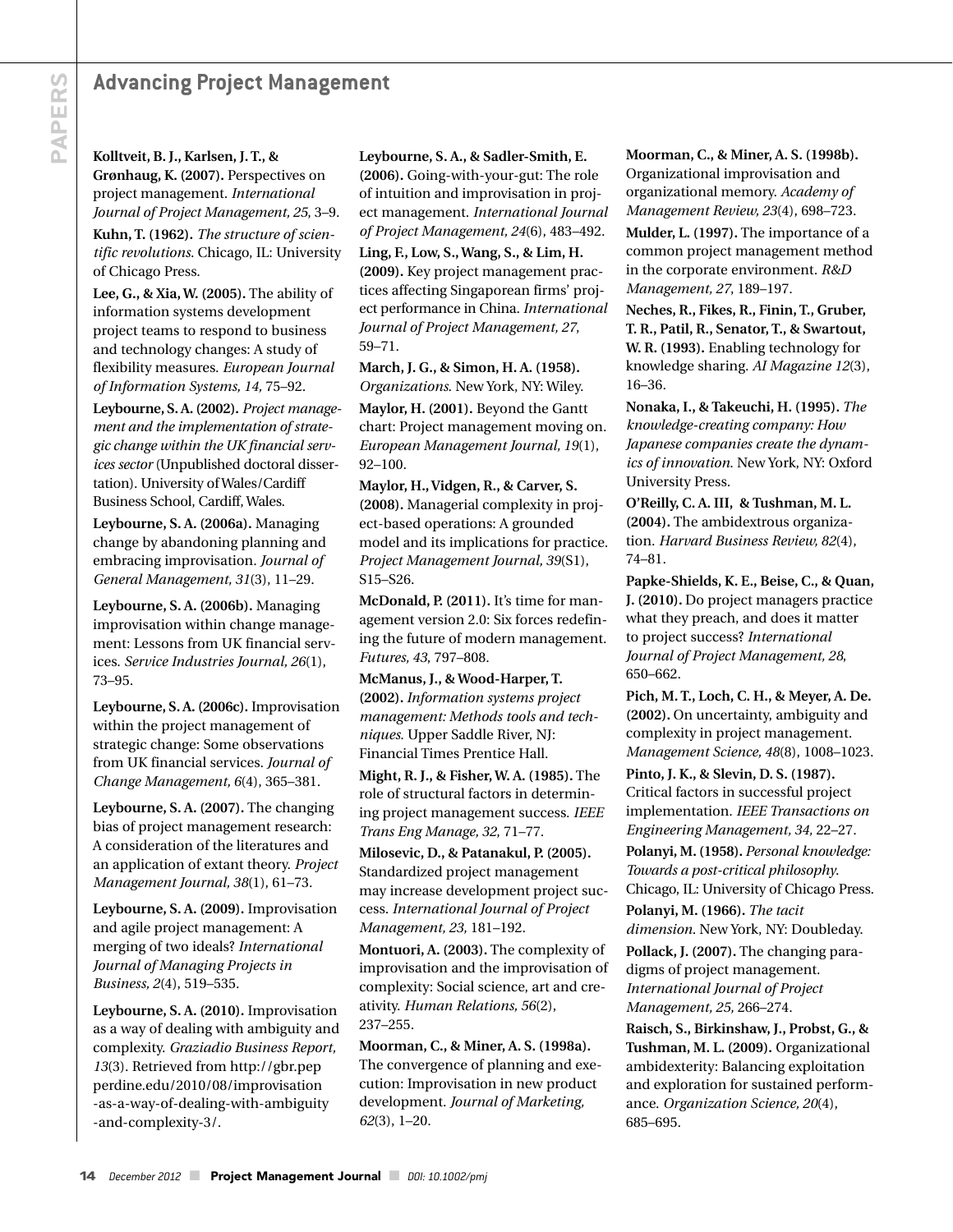**Kolltveit, B. J., Karlsen, J. T., & Grønhaug, K. (2007).** Perspectives on project management. *International Journal of Project Management, 25*, 3–9.

**Kuhn, T. (1962).** *The structure of scientific revolutions.* Chicago, IL: University of Chicago Press.

**Lee, G., & Xia, W. (2005).** The ability of information systems development project teams to respond to business and technology changes: A study of flexibility measures. *European Journal of Information Systems, 14,* 75–92.

**Leybourne, S. A. (2002).** *Project management and the implementation of strategic change within the UK financial services sector* (Unpublished doctoral dissertation). University of Wales/Cardiff Business School, Cardiff, Wales.

**Leybourne, S. A. (2006a).** Managing change by abandoning planning and embracing improvisation. *Journal of General Management, 31*(3), 11–29.

**Leybourne, S. A. (2006b).** Managing improvisation within change management: Lessons from UK financial services. *Service Industries Journal, 26*(1), 73–95.

**Leybourne, S. A. (2006c).** Improvisation within the project management of strategic change: Some observations from UK financial services. *Journal of Change Management, 6*(4), 365–381.

**Leybourne, S. A. (2007).** The changing bias of project management research: A consideration of the literatures and an application of extant theory. *Project Management Journal, 38*(1), 61–73.

**Leybourne, S. A. (2009).** Improvisation and agile project management: A merging of two ideals? *International Journal of Managing Projects in Business, 2*(4), 519–535.

**Leybourne, S. A. (2010).** Improvisation as a way of dealing with ambiguity and complexity. *Graziadio Business Report, 13*(3). Retrieved from http://gbr.pepperdine.edu/2010/08/improvisation-as-a-way-of-dealing-with-ambiguity-and-complexity-3/.

**Leybourne, S. A., & Sadler-Smith, E. (2006).** Going-with-your-gut: The role of intuition and improvisation in project management. *International Journal of Project Management, 24*(6), 483–492.

**Ling, F., Low, S., Wang, S., & Lim, H. (2009).** Key project management practices affecting Singaporean firms' project performance in China. *International Journal of Project Management, 27,* 59–71.

**March, J. G., & Simon, H. A. (1958).** *Organizations.* New York, NY: Wiley.

**Maylor, H. (2001).** Beyond the Gantt chart: Project management moving on. *European Management Journal, 19*(1), 92–100.

**Maylor, H., Vidgen, R., & Carver, S. (2008).** Managerial complexity in project-based operations: A grounded model and its implications for practice. *Project Management Journal, 39*(S1), S15–S26.

**McDonald, P. (2011).** It's time for management version 2.0: Six forces redefining the future of modern management. *Futures, 43*, 797–808.

**McManus, J., & Wood-Harper, T. (2002).** *Information systems project management: Methods tools and techniques.* Upper Saddle River, NJ: Financial Times Prentice Hall.

**Might, R. J., & Fisher, W. A. (1985).** The role of structural factors in determining project management success. *IEEE Trans Eng Manage, 32,* 71–77.

**Milosevic, D., & Patanakul, P. (2005).** Standardized project management may increase development project success. *International Journal of Project Management, 23,* 181–192.

**Montuori, A. (2003).** The complexity of improvisation and the improvisation of complexity: Social science, art and creativity. *Human Relations, 56*(2), 237–255.

**Moorman, C., & Miner, A. S. (1998a).** The convergence of planning and execution: Improvisation in new product development. *Journal of Marketing, 62*(3), 1–20.

**Moorman, C., & Miner, A. S. (1998b).** Organizational improvisation and organizational memory. *Academy of Management Review, 23*(4), 698–723.

**Mulder, L. (1997).** The importance of a common project management method in the corporate environment. *R&D Management, 27*, 189–197.

**Neches, R., Fikes, R., Finin, T., Gruber, T. R., Patil, R., Senator, T., & Swartout, W. R. (1993).** Enabling technology for knowledge sharing. *AI Magazine 12*(3), 16–36.

**Nonaka, I., & Takeuchi, H. (1995).** *The knowledge-creating company: How Japanese companies create the dynamics of innovation.* New York, NY: Oxford University Press.

**O'Reilly, C. A. III, & Tushman, M. L. (2004).** The ambidextrous organization. *Harvard Business Review, 82*(4), 74–81.

**Papke-Shields, K. E., Beise, C., & Quan, J. (2010).** Do project managers practice what they preach, and does it matter to project success? *International Journal of Project Management, 28*, 650–662.

**Pich, M. T., Loch, C. H., & Meyer, A. De. (2002).** On uncertainty, ambiguity and complexity in project management. *Management Science, 48*(8), 1008–1023.

**Pinto, J. K., & Slevin, D. S. (1987).** Critical factors in successful project implementation. *IEEE Transactions on Engineering Management, 34,* 22–27.

**Polanyi, M. (1958).** *Personal knowledge: Towards a post-critical philosophy.* Chicago, IL: University of Chicago Press.

**Polanyi, M. (1966).** *The tacit dimension.* New York, NY: Doubleday.

**Pollack, J. (2007).** The changing paradigms of project management. *International Journal of Project Management, 25,* 266–274.

**Raisch, S., Birkinshaw, J., Probst, G., & Tushman, M. L. (2009).** Organizational ambidexterity: Balancing exploitation and exploration for sustained performance. *Organization Science, 20*(4), 685–695.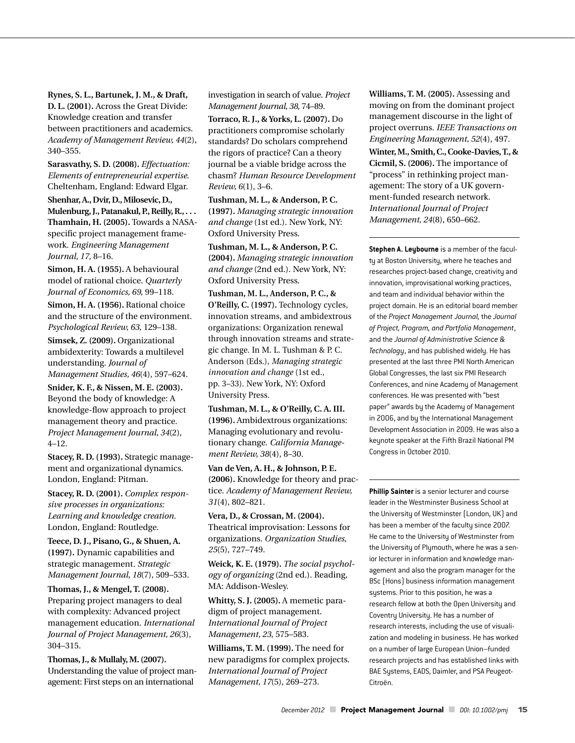**Rynes, S. L., Bartunek, J. M., & Draft, D. L. (2001).** Across the Great Divide: Knowledge creation and transfer between practitioners and academics. *Academy of Management Review, 44*(2), 340–355.

**Sarasvathy, S. D. (2008).** *Effectuation: Elements of entrepreneurial expertise.* Cheltenham, England: Edward Elgar.

**Shenhar, A., Dvir, D., Milosevic, D., Mulenburg, J., Patanakul, P., Reilly, R., . . . Thamhain, H. (2005).** Towards a NASA-specific project management framework. *Engineering Management Journal, 17,* 8–16.

**Simon, H. A. (1955).** A behavioural model of rational choice. *Quarterly Journal of Economics, 69,* 99–118.

**Simon, H. A. (1956).** Rational choice and the structure of the environment. *Psychological Review, 63,* 129–138.

**Simsek, Z. (2009).** Organizational ambidexterity: Towards a multilevel understanding. *Journal of Management Studies, 46*(4), 597–624.

**Snider, K. F., & Nissen, M. E. (2003).** Beyond the body of knowledge: A knowledge-flow approach to project management theory and practice. *Project Management Journal, 34*(2), 4–12.

**Stacey, R. D. (1993).** Strategic management and organizational dynamics. London, England: Pitman.

**Stacey, R. D. (2001).** *Complex responsive processes in organizations: Learning and knowledge creation.* London, England: Routledge.

**Teece, D. J., Pisano, G., & Shuen, A. (1997).** Dynamic capabilities and strategic management. *Strategic Management Journal, 18*(7), 509–533.

**Thomas, J., & Mengel, T. (2008).** Preparing project managers to deal with complexity: Advanced project management education. *International Journal of Project Management, 26*(3), 304–315.

**Thomas, J., & Mullaly, M. (2007).** Understanding the value of project management: First steps on an international investigation in search of value. *Project Management Journal, 38,* 74–89.

**Torraco, R. J., & Yorks, L. (2007).** Do practitioners compromise scholarly standards? Do scholars comprehend the rigors of practice? Can a theory journal be a viable bridge across the chasm? *Human Resource Development Review, 6*(1), 3–6.

**Tushman, M. L., & Anderson, P. C. (1997).** *Managing strategic innovation and change* (1st ed.). New York, NY: Oxford University Press.

**Tushman, M. L., & Anderson, P. C. (2004).** *Managing strategic innovation and change* (2nd ed.). New York, NY: Oxford University Press.

**Tushman, M. L., Anderson, P. C., & O'Reilly, C. (1997).** Technology cycles, innovation streams, and ambidextrous organizations: Organization renewal through innovation streams and strategic change. In M. L. Tushman & P. C. Anderson (Eds.), *Managing strategic innovation and change* (1st ed., pp. 3–33). New York, NY: Oxford University Press.

**Tushman, M. L., & O'Reilly, C. A. III. (1996).** Ambidextrous organizations: Managing evolutionary and revolutionary change. *California Management Review, 38*(4), 8–30.

**Van de Ven, A. H., & Johnson, P. E. (2006).** Knowledge for theory and practice. *Academy of Management Review, 31*(4), 802–821.

**Vera, D., & Crossan, M. (2004).** Theatrical improvisation: Lessons for organizations. *Organization Studies, 25*(5), 727–749.

**Weick, K. E. (1979).** *The social psychology of organizing* (2nd ed.). Reading, MA: Addison-Wesley.

**Whitty, S. J. (2005).** A memetic paradigm of project management. *International Journal of Project Management, 23,* 575–583.

**Williams, T. M. (1999).** The need for new paradigms for complex projects. *International Journal of Project Management, 17*(5), 269–273.

**Williams, T. M. (2005).** Assessing and moving on from the dominant project management discourse in the light of project overruns. *IEEE Transactions on Engineering Management, 52*(4), 497.

**Winter, M., Smith, C., Cooke-Davies, T., & Cicmil, S. (2006).** The importance of "process" in rethinking project management: The story of a UK government-funded research network. *International Journal of Project Management, 24*(8), 650–662.

---

**Stephen A. Leybourne** is a member of the faculty at Boston University, where he teaches and researches project-based change, creativity and innovation, improvisational working practices, and team and individual behavior within the project domain. He is an editorial board member of the *Project Management Journal,* the *Journal of Project, Program, and Portfolio Management*, and the *Journal of Administrative Science & Technology*, and has published widely. He has presented at the last three PMI North American Global Congresses, the last six PMI Research Conferences, and nine Academy of Management conferences. He was presented with "best paper" awards by the Academy of Management in 2006, and by the International Management Development Association in 2009. He was also a keynote speaker at the Fifth Brazil National PM Congress in October 2010.

---

**Phillip Sainter** is a senior lecturer and course leader in the Westminster Business School at the University of Westminster (London, UK) and has been a member of the faculty since 2007. He came to the University of Westminster from the University of Plymouth, where he was a senior lecturer in information and knowledge management and also the program manager for the BSc (Hons) business information management systems. Prior to this position, he was a research fellow at both the Open University and Coventry University. He has a number of research interests, including the use of visualization and modeling in business. He has worked on a number of large European Union–funded research projects and has established links with BAE Systems, EADS, Daimler, and PSA Peugeot-Citroën.